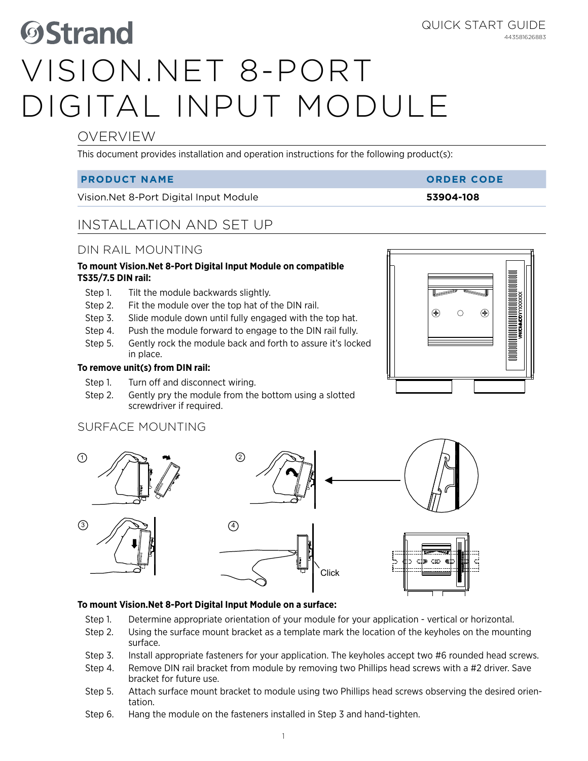# Strand

QUICK START GUIDE
443581626883

# VISION.NET 8-PORT DIGITAL INPUT MODULE

## OVERVIEW

This document provides installation and operation instructions for the following product(s):

| PRODUCT NAME | ORDER CODE |
|---|---|
| Vision.Net 8-Port Digital Input Module | **53904-108** |

## INSTALLATION AND SET UP

### DIN RAIL MOUNTING

**To mount Vision.Net 8-Port Digital Input Module on compatible TS35/7.5 DIN rail:**

- Step 1. Tilt the module backwards slightly.
- Step 2. Fit the module over the top hat of the DIN rail.
- Step 3. Slide module down until fully engaged with the top hat.
- Step 4. Push the module forward to engage to the DIN rail fully.
- Step 5. Gently rock the module back and forth to assure it's locked in place.

**To remove unit(s) from DIN rail:**

- Step 1. Turn off and disconnect wiring.
- Step 2. Gently pry the module from the bottom using a slotted screwdriver if required.

### SURFACE MOUNTING

1
2
3
4
Click

**To mount Vision.Net 8-Port Digital Input Module on a surface:**

- Step 1. Determine appropriate orientation of your module for your application - vertical or horizontal.
- Step 2. Using the surface mount bracket as a template mark the location of the keyholes on the mounting surface.
- Step 3. Install appropriate fasteners for your application. The keyholes accept two #6 rounded head screws.
- Step 4. Remove DIN rail bracket from module by removing two Phillips head screws with a #2 driver. Save bracket for future use.
- Step 5. Attach surface mount bracket to module using two Phillips head screws observing the desired orientation.
- Step 6. Hang the module on the fasteners installed in Step 3 and hand-tighten.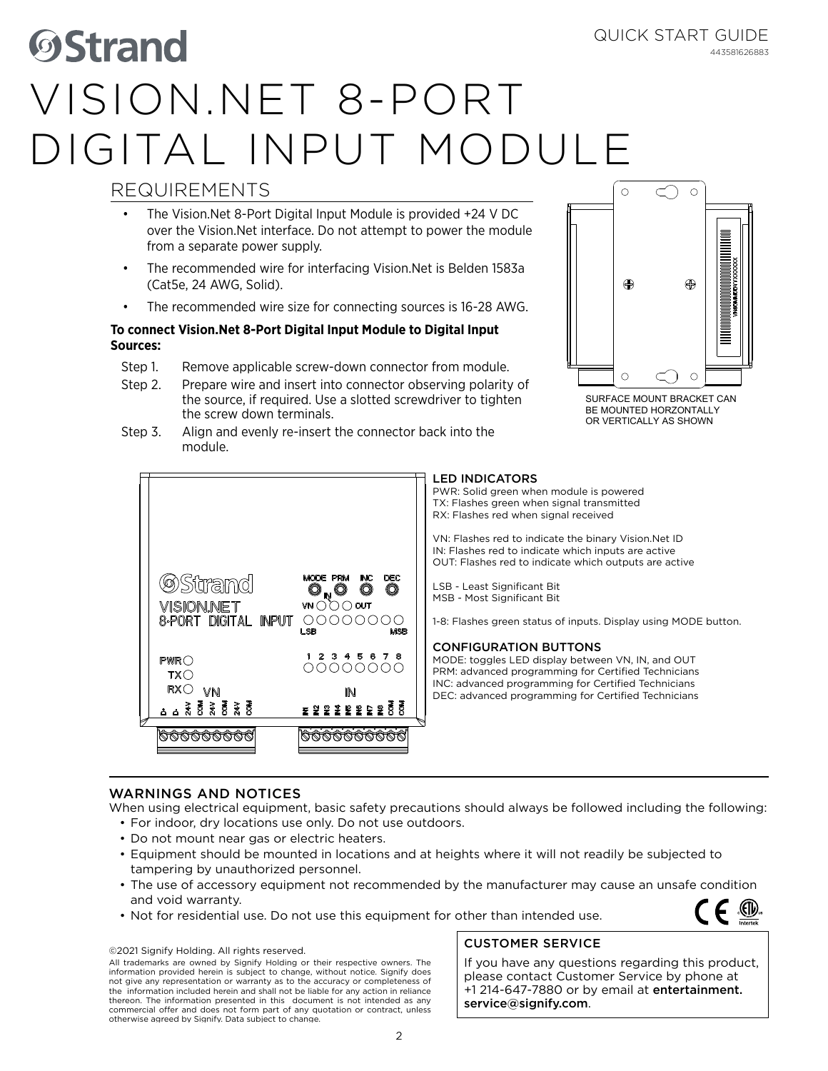# VISION.NET 8-PORT DIGITAL INPUT MODULE

QUICK START GUIDE

443581626883

## REQUIREMENTS

- The Vision.Net 8-Port Digital Input Module is provided +24 V DC over the Vision.Net interface. Do not attempt to power the module from a separate power supply.
- The recommended wire for interfacing Vision.Net is Belden 1583a (Cat5e, 24 AWG, Solid).
- The recommended wire size for connecting sources is 16-28 AWG.

**To connect Vision.Net 8-Port Digital Input Module to Digital Input Sources:**

Step 1. Remove applicable screw-down connector from module.

Step 2. Prepare wire and insert into connector observing polarity of the source, if required. Use a slotted screwdriver to tighten the screw down terminals.

Step 3. Align and evenly re-insert the connector back into the module.

SURFACE MOUNT BRACKET CAN BE MOUNTED HORZONTALLY OR VERTICALLY AS SHOWN

### LED INDICATORS

PWR: Solid green when module is powered
TX: Flashes green when signal transmitted
RX: Flashes red when signal received

VN: Flashes red to indicate the binary Vision.Net ID
IN: Flashes red to indicate which inputs are active
OUT: Flashes red to indicate which outputs are active

LSB - Least Significant Bit
MSB - Most Significant Bit

1-8: Flashes green status of inputs. Display using MODE button.

### CONFIGURATION BUTTONS

MODE: toggles LED display between VN, IN, and OUT
PRM: advanced programming for Certified Technicians
INC: advanced programming for Certified Technicians
DEC: advanced programming for Certified Technicians

## WARNINGS AND NOTICES

When using electrical equipment, basic safety precautions should always be followed including the following:

- For indoor, dry locations use only. Do not use outdoors.
- Do not mount near gas or electric heaters.
- Equipment should be mounted in locations and at heights where it will not readily be subjected to tampering by unauthorized personnel.
- The use of accessory equipment not recommended by the manufacturer may cause an unsafe condition and void warranty.
- Not for residential use. Do not use this equipment for other than intended use.

©2021 Signify Holding. All rights reserved.

All trademarks are owned by Signify Holding or their respective owners. The information provided herein is subject to change, without notice. Signify does not give any representation or warranty as to the accuracy or completeness of the information included herein and shall not be liable for any action in reliance thereon. The information presented in this document is not intended as any commercial offer and does not form part of any quotation or contract, unless otherwise agreed by Signify. Data subject to change.

### CUSTOMER SERVICE

If you have any questions regarding this product, please contact Customer Service by phone at +1 214-647-7880 or by email at **entertainment.service@signify.com**.